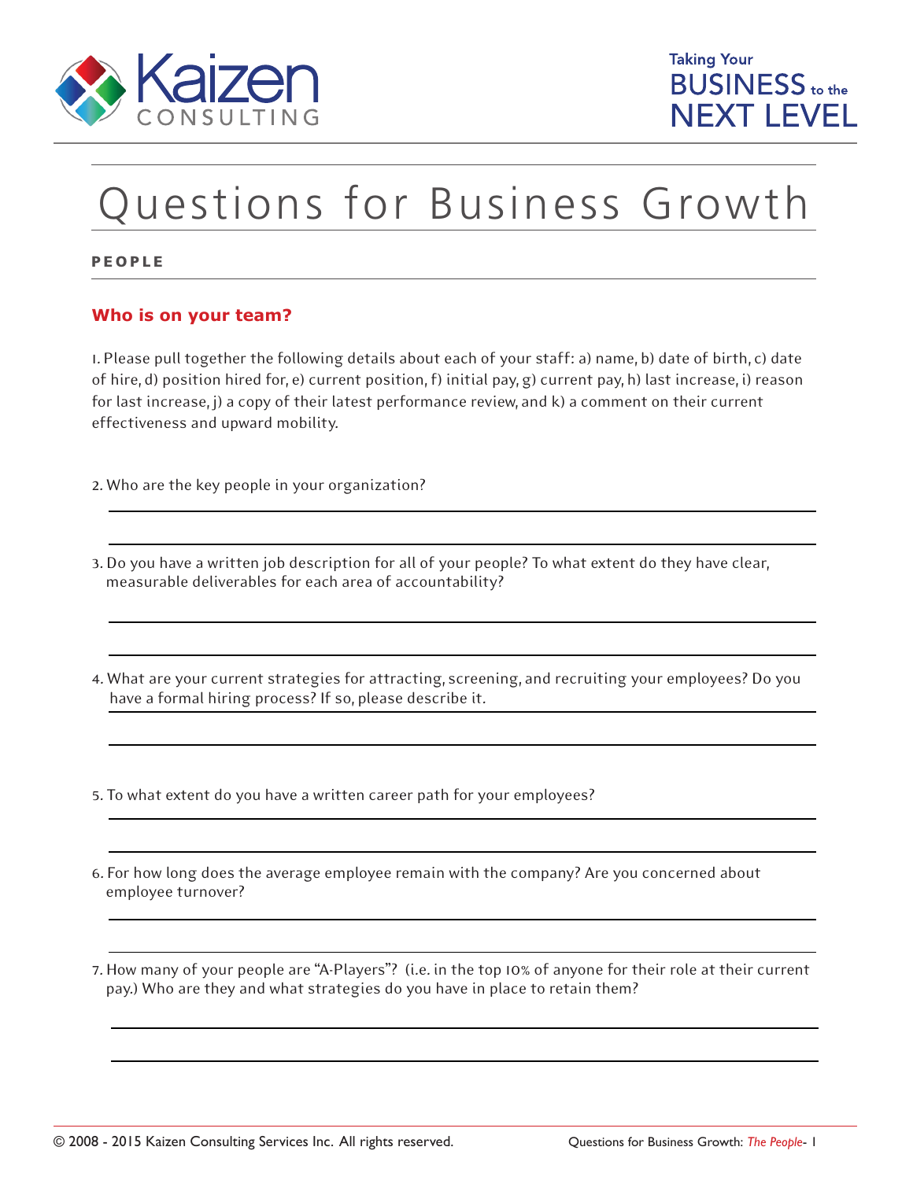# Questions for Business Growth

**PEOPLE**

## Who is on your team?

1. Please pull together the following details about each of your staff: a) name, b) date of birth, c) date of hire, d) position hired for, e) current position, f) initial pay, g) current pay, h) last increase, i) reason for last increase, j) a copy of their latest performance review, and k) a comment on their current effectiveness and upward mobility.

2. Who are the key people in your organization?

3. Do you have a written job description for all of your people? To what extent do they have clear, measurable deliverables for each area of accountability?

4. What are your current strategies for attracting, screening, and recruiting your employees? Do you have a formal hiring process? If so, please describe it.

5. To what extent do you have a written career path for your employees?

6. For how long does the average employee remain with the company? Are you concerned about employee turnover?

7. How many of your people are "A-Players"? (i.e. in the top 10% of anyone for their role at their current pay.) Who are they and what strategies do you have in place to retain them?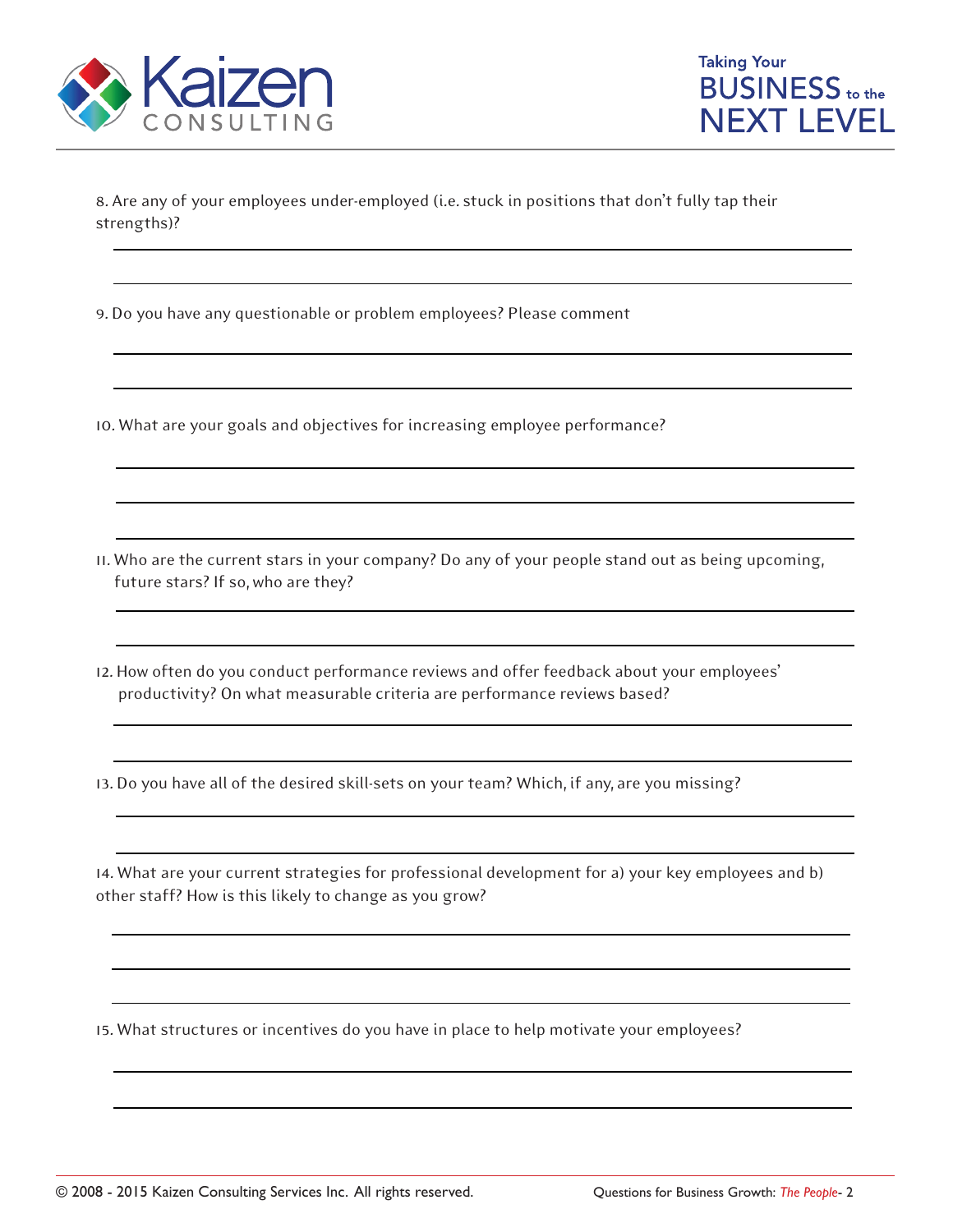8. Are any of your employees under-employed (i.e. stuck in positions that don't fully tap their strengths)?

9. Do you have any questionable or problem employees? Please comment

10. What are your goals and objectives for increasing employee performance?

11. Who are the current stars in your company? Do any of your people stand out as being upcoming, future stars? If so, who are they?

12. How often do you conduct performance reviews and offer feedback about your employees' productivity? On what measurable criteria are performance reviews based?

13. Do you have all of the desired skill-sets on your team? Which, if any, are you missing?

14. What are your current strategies for professional development for a) your key employees and b) other staff? How is this likely to change as you grow?

15. What structures or incentives do you have in place to help motivate your employees?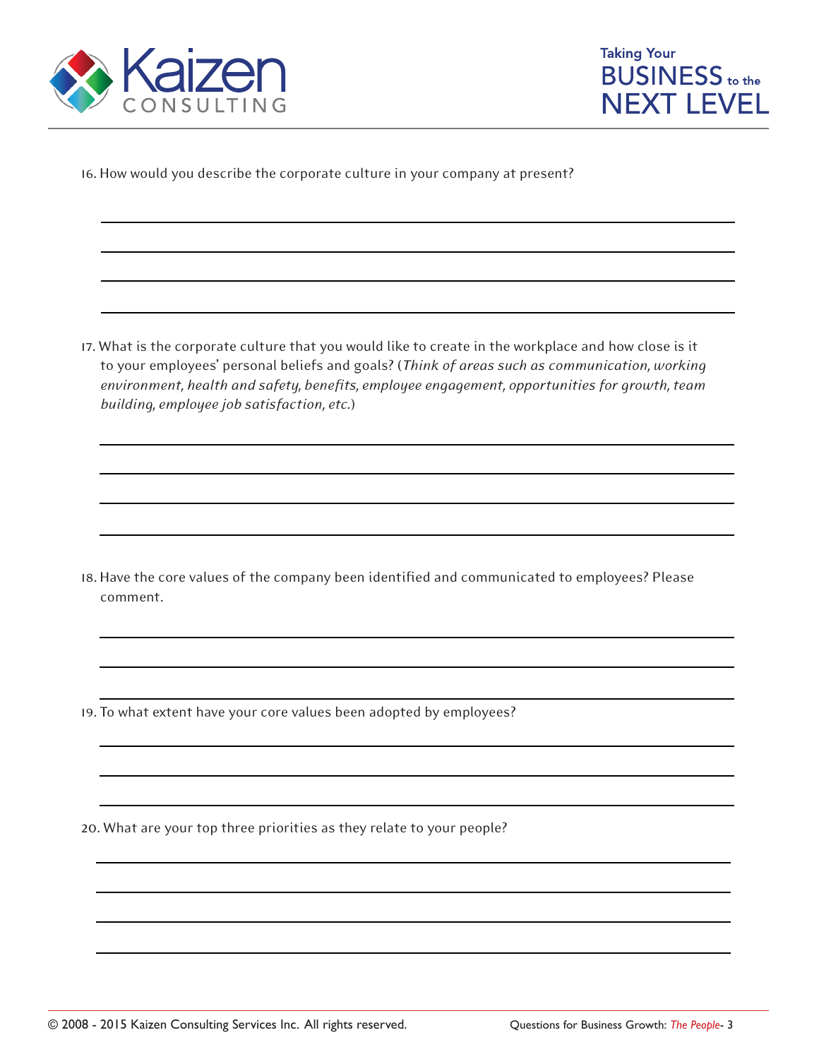16. How would you describe the corporate culture in your company at present?

17. What is the corporate culture that you would like to create in the workplace and how close is it to your employees' personal beliefs and goals? (*Think of areas such as communication, working environment, health and safety, benefits, employee engagement, opportunities for growth, team building, employee job satisfaction, etc.*)

18. Have the core values of the company been identified and communicated to employees? Please comment.

19. To what extent have your core values been adopted by employees?

20. What are your top three priorities as they relate to your people?